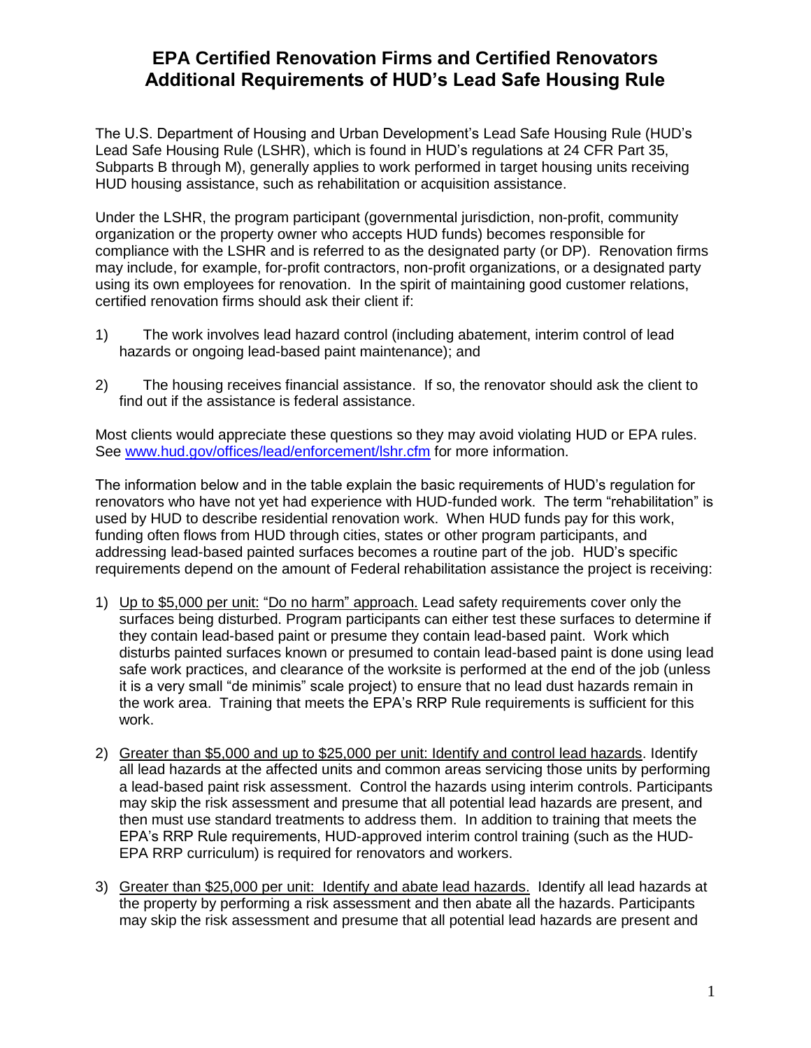# EPA Certified Renovation Firms and Certified Renovators Additional Requirements of HUD's Lead Safe Housing Rule

The U.S. Department of Housing and Urban Development's Lead Safe Housing Rule (HUD's Lead Safe Housing Rule (LSHR), which is found in HUD's regulations at 24 CFR Part 35, Subparts B through M), generally applies to work performed in target housing units receiving HUD housing assistance, such as rehabilitation or acquisition assistance.

Under the LSHR, the program participant (governmental jurisdiction, non-profit, community organization or the property owner who accepts HUD funds) becomes responsible for compliance with the LSHR and is referred to as the designated party (or DP). Renovation firms may include, for example, for-profit contractors, non-profit organizations, or a designated party using its own employees for renovation. In the spirit of maintaining good customer relations, certified renovation firms should ask their client if:

1) The work involves lead hazard control (including abatement, interim control of lead hazards or ongoing lead-based paint maintenance); and

2) The housing receives financial assistance. If so, the renovator should ask the client to find out if the assistance is federal assistance.

Most clients would appreciate these questions so they may avoid violating HUD or EPA rules. See www.hud.gov/offices/lead/enforcement/lshr.cfm for more information.

The information below and in the table explain the basic requirements of HUD's regulation for renovators who have not yet had experience with HUD-funded work. The term "rehabilitation" is used by HUD to describe residential renovation work. When HUD funds pay for this work, funding often flows from HUD through cities, states or other program participants, and addressing lead-based painted surfaces becomes a routine part of the job. HUD's specific requirements depend on the amount of Federal rehabilitation assistance the project is receiving:

1) Up to $5,000 per unit: "Do no harm" approach. Lead safety requirements cover only the surfaces being disturbed. Program participants can either test these surfaces to determine if they contain lead-based paint or presume they contain lead-based paint. Work which disturbs painted surfaces known or presumed to contain lead-based paint is done using lead safe work practices, and clearance of the worksite is performed at the end of the job (unless it is a very small "de minimis" scale project) to ensure that no lead dust hazards remain in the work area. Training that meets the EPA's RRP Rule requirements is sufficient for this work.

2) Greater than $5,000 and up to $25,000 per unit: Identify and control lead hazards. Identify all lead hazards at the affected units and common areas servicing those units by performing a lead-based paint risk assessment. Control the hazards using interim controls. Participants may skip the risk assessment and presume that all potential lead hazards are present, and then must use standard treatments to address them. In addition to training that meets the EPA's RRP Rule requirements, HUD-approved interim control training (such as the HUD-EPA RRP curriculum) is required for renovators and workers.

3) Greater than $25,000 per unit: Identify and abate lead hazards. Identify all lead hazards at the property by performing a risk assessment and then abate all the hazards. Participants may skip the risk assessment and presume that all potential lead hazards are present and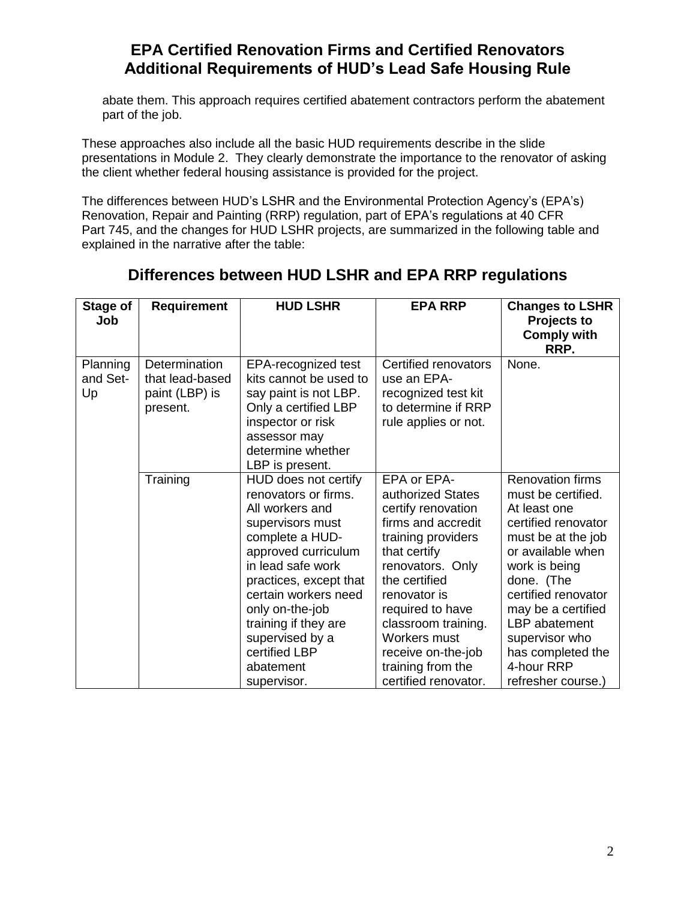abate them. This approach requires certified abatement contractors perform the abatement part of the job.

These approaches also include all the basic HUD requirements describe in the slide presentations in Module 2. They clearly demonstrate the importance to the renovator of asking the client whether federal housing assistance is provided for the project.

The differences between HUD's LSHR and the Environmental Protection Agency's (EPA's) Renovation, Repair and Painting (RRP) regulation, part of EPA's regulations at 40 CFR Part 745, and the changes for HUD LSHR projects, are summarized in the following table and explained in the narrative after the table:

## Differences between HUD LSHR and EPA RRP regulations

| Stage of Job | Requirement | HUD LSHR | EPA RRP | Changes to LSHR Projects to Comply with RRP. |
|---|---|---|---|---|
| Planning and Set-Up | Determination that lead-based paint (LBP) is present. | EPA-recognized test kits cannot be used to say paint is not LBP. Only a certified LBP inspector or risk assessor may determine whether LBP is present. | Certified renovators use an EPA-recognized test kit to determine if RRP rule applies or not. | None. |
| | Training | HUD does not certify renovators or firms. All workers and supervisors must complete a HUD-approved curriculum in lead safe work practices, except that certain workers need only on-the-job training if they are supervised by a certified LBP abatement supervisor. | EPA or EPA-authorized States certify renovation firms and accredit training providers that certify renovators. Only the certified renovator is required to have classroom training. Workers must receive on-the-job training from the certified renovator. | Renovation firms must be certified. At least one certified renovator must be at the job or available when work is being done. (The certified renovator may be a certified LBP abatement supervisor who has completed the 4-hour RRP refresher course.) |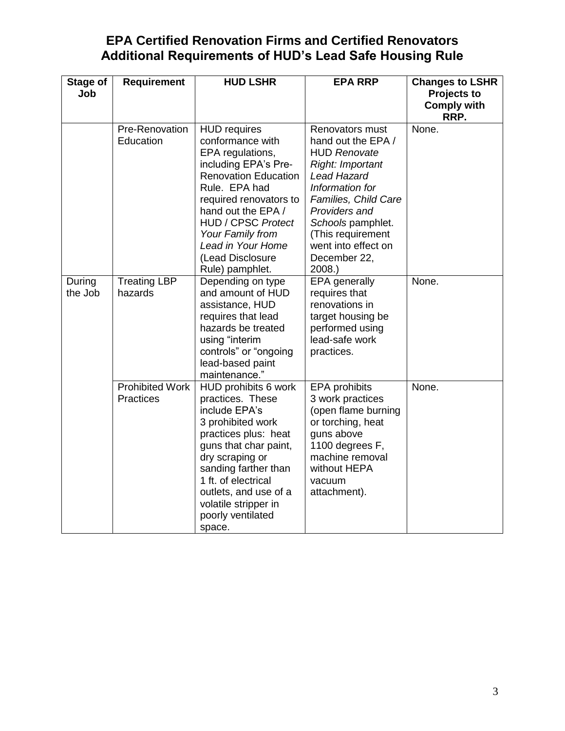# EPA Certified Renovation Firms and Certified Renovators Additional Requirements of HUD's Lead Safe Housing Rule

| Stage of Job | Requirement | HUD LSHR | EPA RRP | Changes to LSHR Projects to Comply with RRP. |
|---|---|---|---|---|
| | Pre-Renovation Education | HUD requires conformance with EPA regulations, including EPA's Pre-Renovation Education Rule. EPA had required renovators to hand out the EPA / HUD / CPSC *Protect Your Family from Lead in Your Home* (Lead Disclosure Rule) pamphlet. | Renovators must hand out the EPA / HUD *Renovate Right: Important Lead Hazard Information for Families, Child Care Providers and Schools* pamphlet. (This requirement went into effect on December 22, 2008.) | None. |
| During the Job | Treating LBP hazards | Depending on type and amount of HUD assistance, HUD requires that lead hazards be treated using "interim controls" or "ongoing lead-based paint maintenance." | EPA generally requires that renovations in target housing be performed using lead-safe work practices. | None. |
| | Prohibited Work Practices | HUD prohibits 6 work practices. These include EPA's 3 prohibited work practices plus: heat guns that char paint, dry scraping or sanding farther than 1 ft. of electrical outlets, and use of a volatile stripper in poorly ventilated space. | EPA prohibits 3 work practices (open flame burning or torching, heat guns above 1100 degrees F, machine removal without HEPA vacuum attachment). | None. |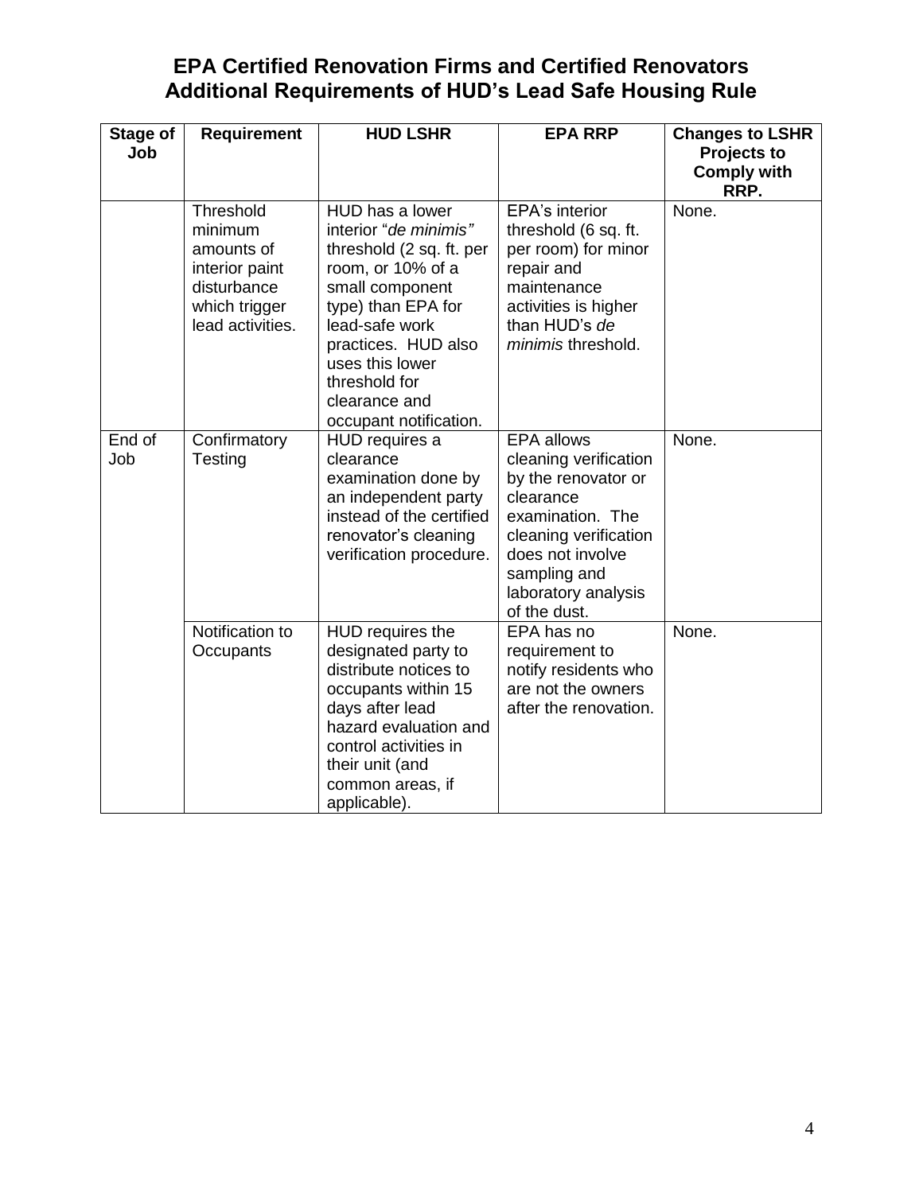## EPA Certified Renovation Firms and Certified Renovators Additional Requirements of HUD's Lead Safe Housing Rule

| Stage of Job | Requirement | HUD LSHR | EPA RRP | Changes to LSHR Projects to Comply with RRP. |
|---|---|---|---|---|
| | Threshold minimum amounts of interior paint disturbance which trigger lead activities. | HUD has a lower interior "*de minimis*" threshold (2 sq. ft. per room, or 10% of a small component type) than EPA for lead-safe work practices. HUD also uses this lower threshold for clearance and occupant notification. | EPA's interior threshold (6 sq. ft. per room) for minor repair and maintenance activities is higher than HUD's *de minimis* threshold. | None. |
| End of Job | Confirmatory Testing | HUD requires a clearance examination done by an independent party instead of the certified renovator's cleaning verification procedure. | EPA allows cleaning verification by the renovator or clearance examination. The cleaning verification does not involve sampling and laboratory analysis of the dust. | None. |
| | Notification to Occupants | HUD requires the designated party to distribute notices to occupants within 15 days after lead hazard evaluation and control activities in their unit (and common areas, if applicable). | EPA has no requirement to notify residents who are not the owners after the renovation. | None. |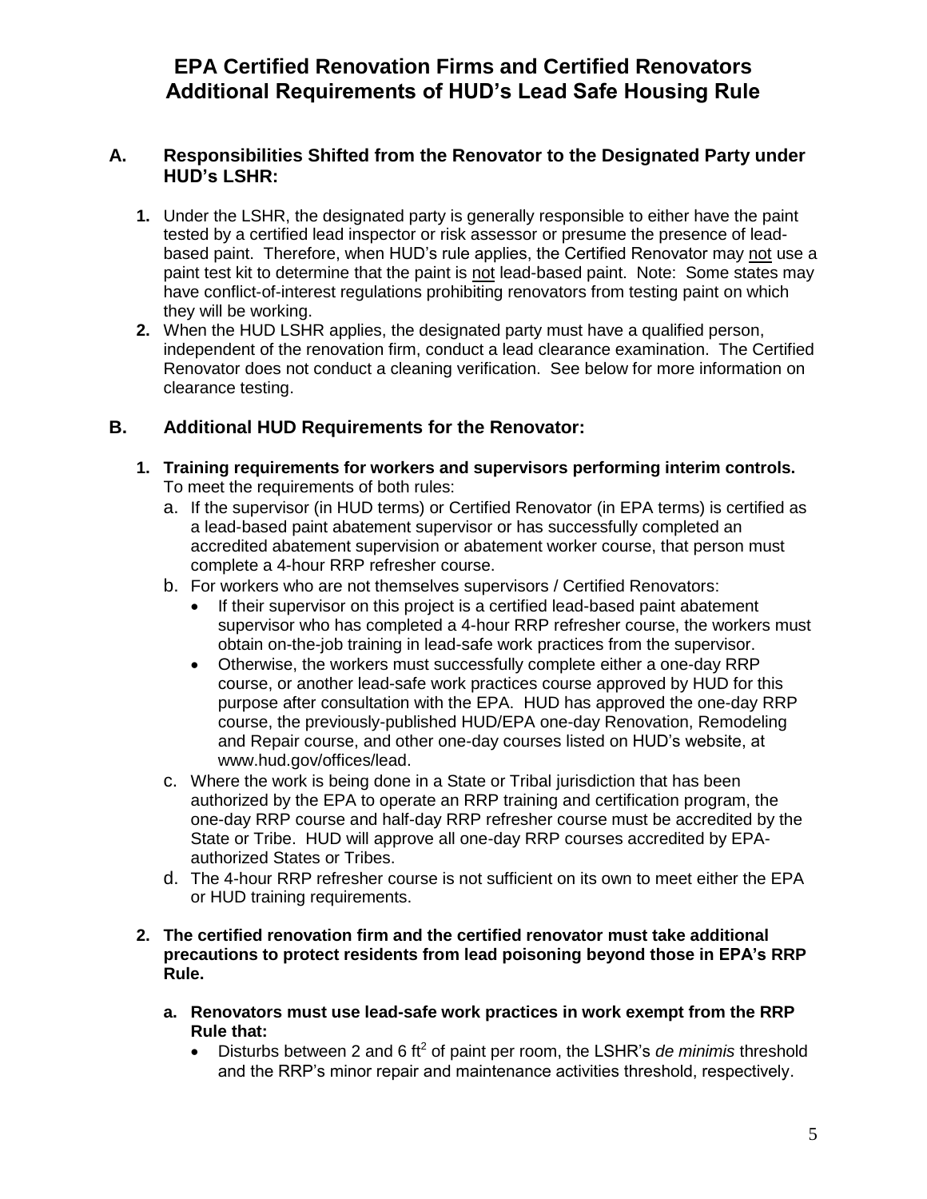# EPA Certified Renovation Firms and Certified Renovators Additional Requirements of HUD's Lead Safe Housing Rule

## A. Responsibilities Shifted from the Renovator to the Designated Party under HUD's LSHR:

1. Under the LSHR, the designated party is generally responsible to either have the paint tested by a certified lead inspector or risk assessor or presume the presence of lead-based paint. Therefore, when HUD's rule applies, the Certified Renovator may not use a paint test kit to determine that the paint is not lead-based paint. Note: Some states may have conflict-of-interest regulations prohibiting renovators from testing paint on which they will be working.
2. When the HUD LSHR applies, the designated party must have a qualified person, independent of the renovation firm, conduct a lead clearance examination. The Certified Renovator does not conduct a cleaning verification. See below for more information on clearance testing.

## B. Additional HUD Requirements for the Renovator:

1. **Training requirements for workers and supervisors performing interim controls.** To meet the requirements of both rules:
   a. If the supervisor (in HUD terms) or Certified Renovator (in EPA terms) is certified as a lead-based paint abatement supervisor or has successfully completed an accredited abatement supervision or abatement worker course, that person must complete a 4-hour RRP refresher course.
   b. For workers who are not themselves supervisors / Certified Renovators:
      - If their supervisor on this project is a certified lead-based paint abatement supervisor who has completed a 4-hour RRP refresher course, the workers must obtain on-the-job training in lead-safe work practices from the supervisor.
      - Otherwise, the workers must successfully complete either a one-day RRP course, or another lead-safe work practices course approved by HUD for this purpose after consultation with the EPA. HUD has approved the one-day RRP course, the previously-published HUD/EPA one-day Renovation, Remodeling and Repair course, and other one-day courses listed on HUD's website, at www.hud.gov/offices/lead.
   c. Where the work is being done in a State or Tribal jurisdiction that has been authorized by the EPA to operate an RRP training and certification program, the one-day RRP course and half-day RRP refresher course must be accredited by the State or Tribe. HUD will approve all one-day RRP courses accredited by EPA-authorized States or Tribes.
   d. The 4-hour RRP refresher course is not sufficient on its own to meet either the EPA or HUD training requirements.

2. **The certified renovation firm and the certified renovator must take additional precautions to protect residents from lead poisoning beyond those in EPA's RRP Rule.**
   a. **Renovators must use lead-safe work practices in work exempt from the RRP Rule that:**
      - Disturbs between 2 and 6 ft$^2$ of paint per room, the LSHR's *de minimis* threshold and the RRP's minor repair and maintenance activities threshold, respectively.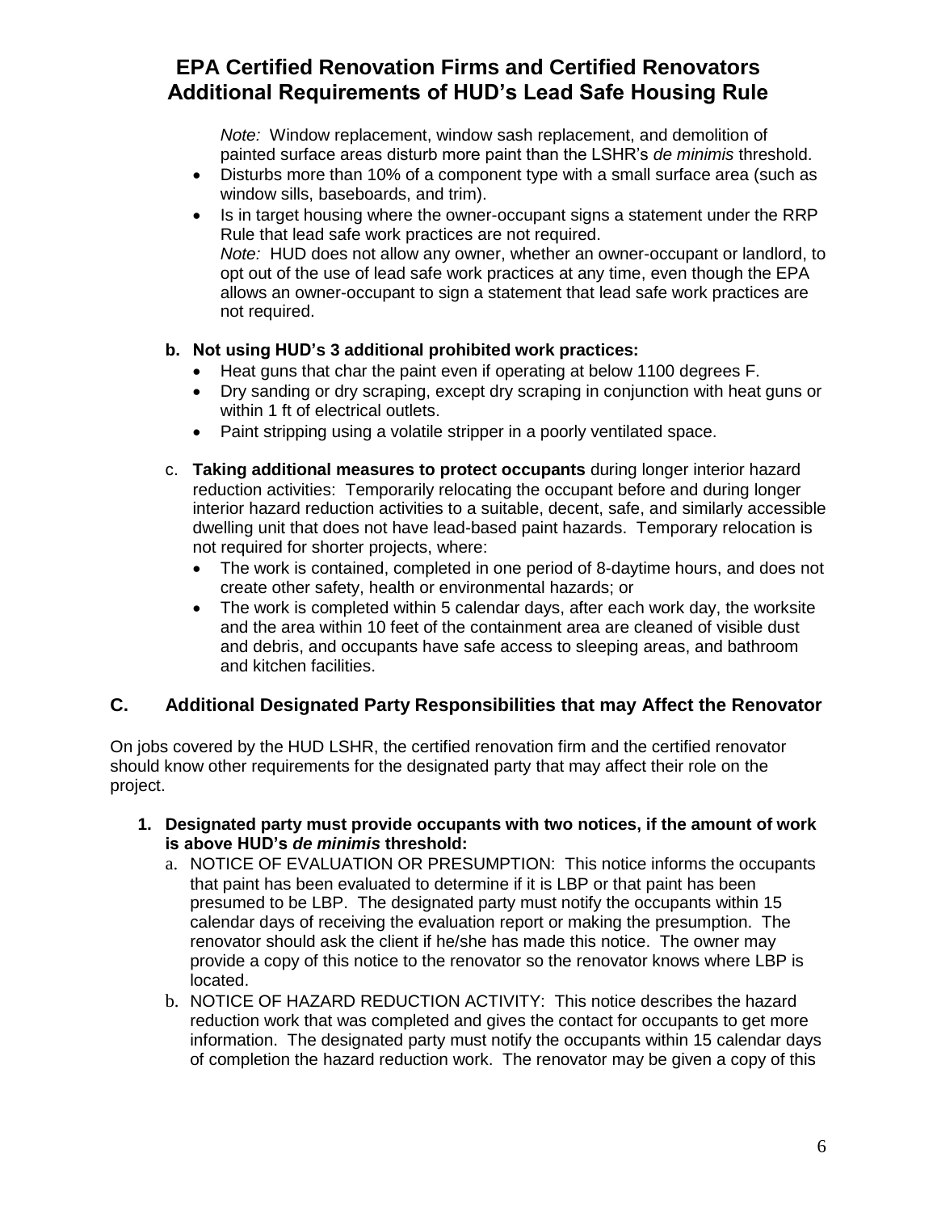*Note:* Window replacement, window sash replacement, and demolition of painted surface areas disturb more paint than the LSHR's *de minimis* threshold.

- Disturbs more than 10% of a component type with a small surface area (such as window sills, baseboards, and trim).
- Is in target housing where the owner-occupant signs a statement under the RRP Rule that lead safe work practices are not required.
  *Note:* HUD does not allow any owner, whether an owner-occupant or landlord, to opt out of the use of lead safe work practices at any time, even though the EPA allows an owner-occupant to sign a statement that lead safe work practices are not required.

**b. Not using HUD's 3 additional prohibited work practices:**

- Heat guns that char the paint even if operating at below 1100 degrees F.
- Dry sanding or dry scraping, except dry scraping in conjunction with heat guns or within 1 ft of electrical outlets.
- Paint stripping using a volatile stripper in a poorly ventilated space.

c. **Taking additional measures to protect occupants** during longer interior hazard reduction activities: Temporarily relocating the occupant before and during longer interior hazard reduction activities to a suitable, decent, safe, and similarly accessible dwelling unit that does not have lead-based paint hazards. Temporary relocation is not required for shorter projects, where:

- The work is contained, completed in one period of 8-daytime hours, and does not create other safety, health or environmental hazards; or
- The work is completed within 5 calendar days, after each work day, the worksite and the area within 10 feet of the containment area are cleaned of visible dust and debris, and occupants have safe access to sleeping areas, and bathroom and kitchen facilities.

## C. Additional Designated Party Responsibilities that may Affect the Renovator

On jobs covered by the HUD LSHR, the certified renovation firm and the certified renovator should know other requirements for the designated party that may affect their role on the project.

**1. Designated party must provide occupants with two notices, if the amount of work is above HUD's *de minimis* threshold:**

a. NOTICE OF EVALUATION OR PRESUMPTION: This notice informs the occupants that paint has been evaluated to determine if it is LBP or that paint has been presumed to be LBP. The designated party must notify the occupants within 15 calendar days of receiving the evaluation report or making the presumption. The renovator should ask the client if he/she has made this notice. The owner may provide a copy of this notice to the renovator so the renovator knows where LBP is located.

b. NOTICE OF HAZARD REDUCTION ACTIVITY: This notice describes the hazard reduction work that was completed and gives the contact for occupants to get more information. The designated party must notify the occupants within 15 calendar days of completion the hazard reduction work. The renovator may be given a copy of this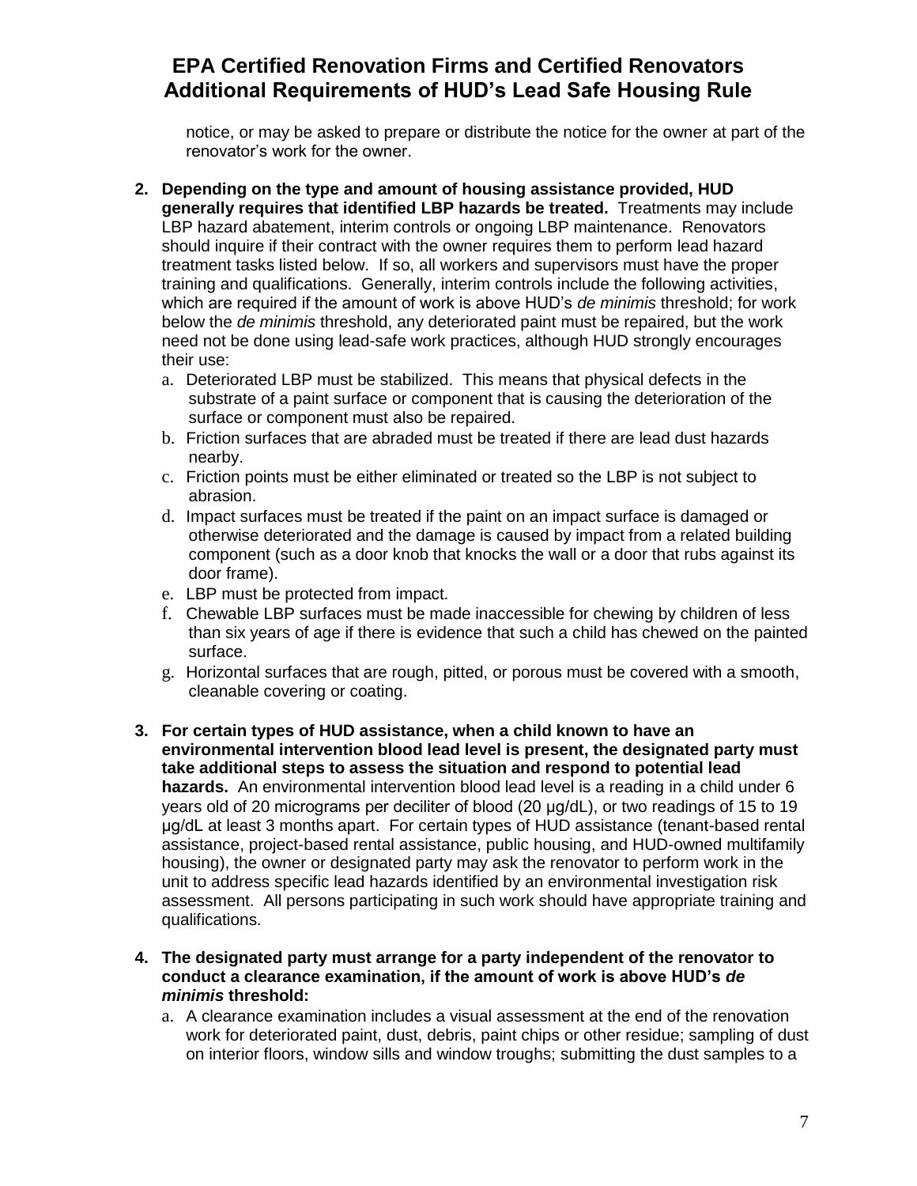notice, or may be asked to prepare or distribute the notice for the owner at part of the renovator's work for the owner.

2. **Depending on the type and amount of housing assistance provided, HUD generally requires that identified LBP hazards be treated.** Treatments may include LBP hazard abatement, interim controls or ongoing LBP maintenance. Renovators should inquire if their contract with the owner requires them to perform lead hazard treatment tasks listed below. If so, all workers and supervisors must have the proper training and qualifications. Generally, interim controls include the following activities, which are required if the amount of work is above HUD's *de minimis* threshold; for work below the *de minimis* threshold, any deteriorated paint must be repaired, but the work need not be done using lead-safe work practices, although HUD strongly encourages their use:
   a. Deteriorated LBP must be stabilized. This means that physical defects in the substrate of a paint surface or component that is causing the deterioration of the surface or component must also be repaired.
   b. Friction surfaces that are abraded must be treated if there are lead dust hazards nearby.
   c. Friction points must be either eliminated or treated so the LBP is not subject to abrasion.
   d. Impact surfaces must be treated if the paint on an impact surface is damaged or otherwise deteriorated and the damage is caused by impact from a related building component (such as a door knob that knocks the wall or a door that rubs against its door frame).
   e. LBP must be protected from impact.
   f. Chewable LBP surfaces must be made inaccessible for chewing by children of less than six years of age if there is evidence that such a child has chewed on the painted surface.
   g. Horizontal surfaces that are rough, pitted, or porous must be covered with a smooth, cleanable covering or coating.

3. **For certain types of HUD assistance, when a child known to have an environmental intervention blood lead level is present, the designated party must take additional steps to assess the situation and respond to potential lead hazards.** An environmental intervention blood lead level is a reading in a child under 6 years old of 20 micrograms per deciliter of blood (20 µg/dL), or two readings of 15 to 19 µg/dL at least 3 months apart. For certain types of HUD assistance (tenant-based rental assistance, project-based rental assistance, public housing, and HUD-owned multifamily housing), the owner or designated party may ask the renovator to perform work in the unit to address specific lead hazards identified by an environmental investigation risk assessment. All persons participating in such work should have appropriate training and qualifications.

4. **The designated party must arrange for a party independent of the renovator to conduct a clearance examination, if the amount of work is above HUD's *de minimis* threshold:**
   a. A clearance examination includes a visual assessment at the end of the renovation work for deteriorated paint, dust, debris, paint chips or other residue; sampling of dust on interior floors, window sills and window troughs; submitting the dust samples to a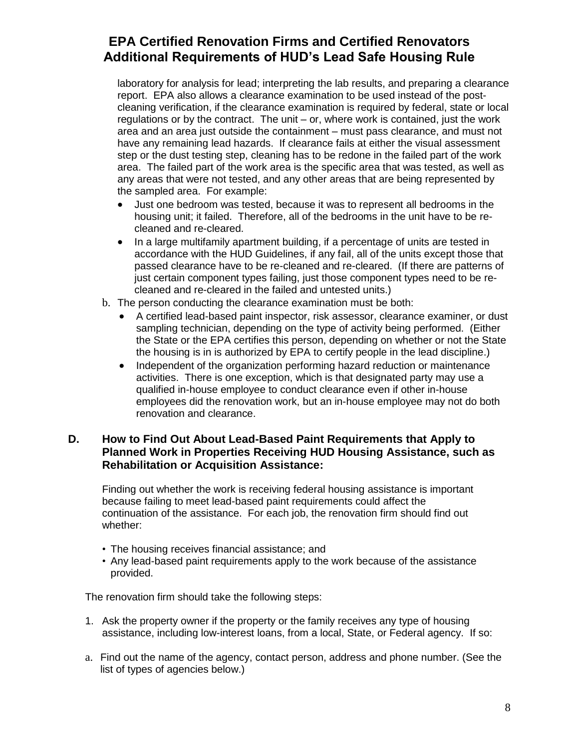laboratory for analysis for lead; interpreting the lab results, and preparing a clearance report. EPA also allows a clearance examination to be used instead of the post-cleaning verification, if the clearance examination is required by federal, state or local regulations or by the contract. The unit – or, where work is contained, just the work area and an area just outside the containment – must pass clearance, and must not have any remaining lead hazards. If clearance fails at either the visual assessment step or the dust testing step, cleaning has to be redone in the failed part of the work area. The failed part of the work area is the specific area that was tested, as well as any areas that were not tested, and any other areas that are being represented by the sampled area. For example:

- Just one bedroom was tested, because it was to represent all bedrooms in the housing unit; it failed. Therefore, all of the bedrooms in the unit have to be re-cleaned and re-cleared.
- In a large multifamily apartment building, if a percentage of units are tested in accordance with the HUD Guidelines, if any fail, all of the units except those that passed clearance have to be re-cleaned and re-cleared. (If there are patterns of just certain component types failing, just those component types need to be re-cleaned and re-cleared in the failed and untested units.)

b. The person conducting the clearance examination must be both:

- A certified lead-based paint inspector, risk assessor, clearance examiner, or dust sampling technician, depending on the type of activity being performed. (Either the State or the EPA certifies this person, depending on whether or not the State the housing is in is authorized by EPA to certify people in the lead discipline.)
- Independent of the organization performing hazard reduction or maintenance activities. There is one exception, which is that designated party may use a qualified in-house employee to conduct clearance even if other in-house employees did the renovation work, but an in-house employee may not do both renovation and clearance.

## D. How to Find Out About Lead-Based Paint Requirements that Apply to Planned Work in Properties Receiving HUD Housing Assistance, such as Rehabilitation or Acquisition Assistance:

Finding out whether the work is receiving federal housing assistance is important because failing to meet lead-based paint requirements could affect the continuation of the assistance. For each job, the renovation firm should find out whether:

- The housing receives financial assistance; and
- Any lead-based paint requirements apply to the work because of the assistance provided.

The renovation firm should take the following steps:

1. Ask the property owner if the property or the family receives any type of housing assistance, including low-interest loans, from a local, State, or Federal agency. If so:

a. Find out the name of the agency, contact person, address and phone number. (See the list of types of agencies below.)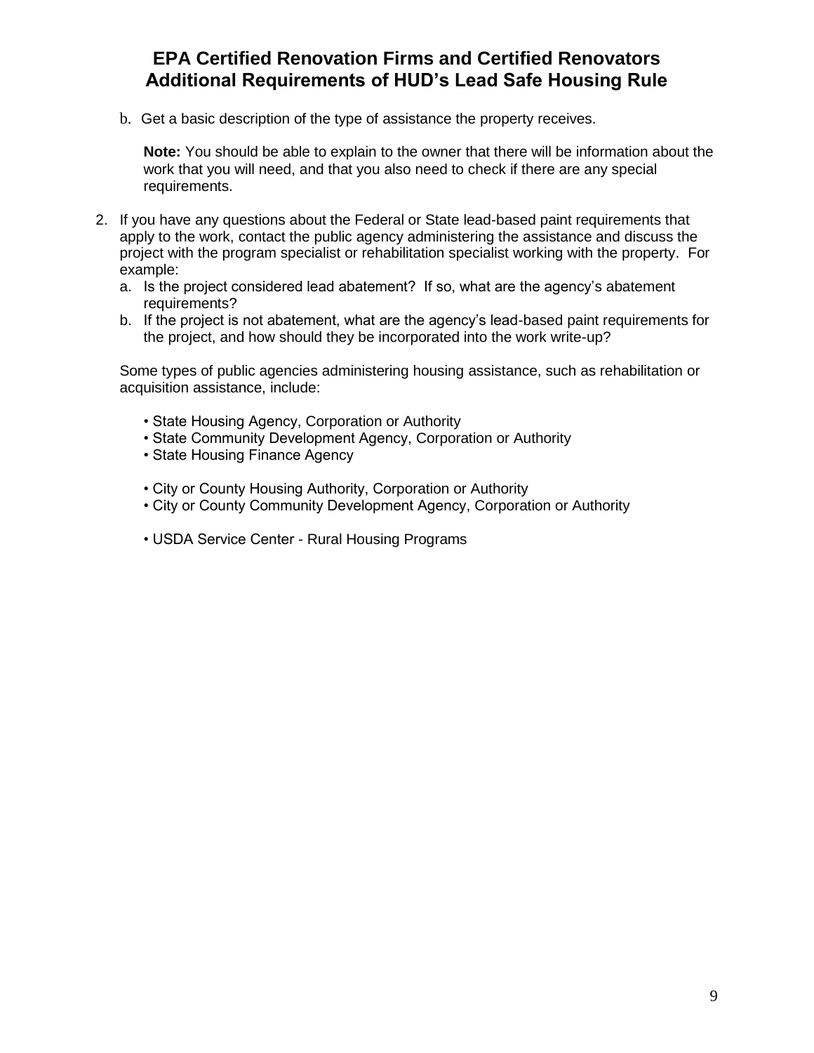# EPA Certified Renovation Firms and Certified Renovators Additional Requirements of HUD's Lead Safe Housing Rule

b. Get a basic description of the type of assistance the property receives.

**Note:** You should be able to explain to the owner that there will be information about the work that you will need, and that you also need to check if there are any special requirements.

2. If you have any questions about the Federal or State lead-based paint requirements that apply to the work, contact the public agency administering the assistance and discuss the project with the program specialist or rehabilitation specialist working with the property. For example:
   a. Is the project considered lead abatement? If so, what are the agency's abatement requirements?
   b. If the project is not abatement, what are the agency's lead-based paint requirements for the project, and how should they be incorporated into the work write-up?

   Some types of public agencies administering housing assistance, such as rehabilitation or acquisition assistance, include:

   - State Housing Agency, Corporation or Authority
   - State Community Development Agency, Corporation or Authority
   - State Housing Finance Agency

   - City or County Housing Authority, Corporation or Authority
   - City or County Community Development Agency, Corporation or Authority

   - USDA Service Center - Rural Housing Programs